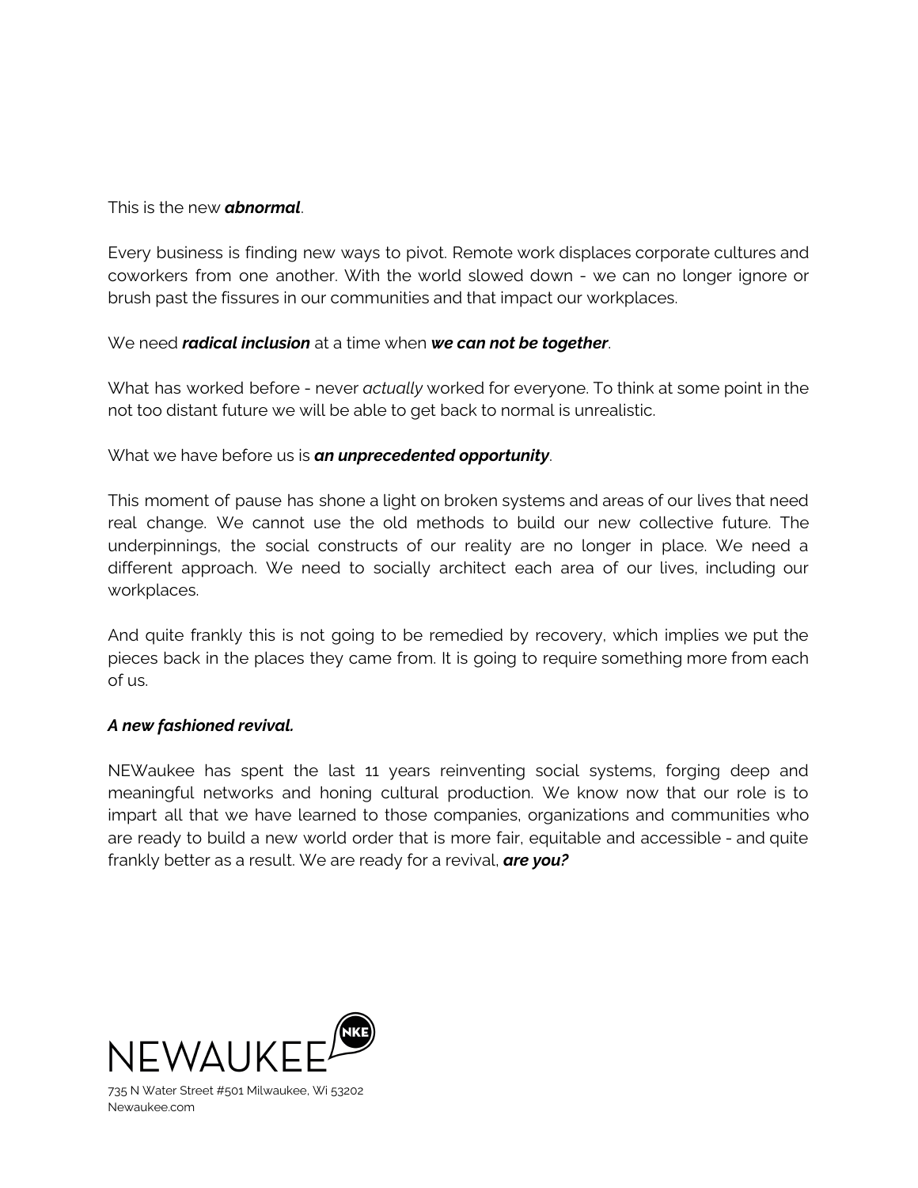This is the new ***abnormal***.

Every business is finding new ways to pivot. Remote work displaces corporate cultures and coworkers from one another. With the world slowed down - we can no longer ignore or brush past the fissures in our communities and that impact our workplaces.

We need ***radical inclusion*** at a time when ***we can not be together***.

What has worked before - never *actually* worked for everyone. To think at some point in the not too distant future we will be able to get back to normal is unrealistic.

What we have before us is ***an unprecedented opportunity***.

This moment of pause has shone a light on broken systems and areas of our lives that need real change. We cannot use the old methods to build our new collective future. The underpinnings, the social constructs of our reality are no longer in place. We need a different approach. We need to socially architect each area of our lives, including our workplaces.

And quite frankly this is not going to be remedied by recovery, which implies we put the pieces back in the places they came from. It is going to require something more from each of us.

***A new fashioned revival.***

NEWaukee has spent the last 11 years reinventing social systems, forging deep and meaningful networks and honing cultural production. We know now that our role is to impart all that we have learned to those companies, organizations and communities who are ready to build a new world order that is more fair, equitable and accessible - and quite frankly better as a result. We are ready for a revival, ***are you?***

NEWAUKEE NKE

735 N Water Street #501 Milwaukee, Wi 53202
Newaukee.com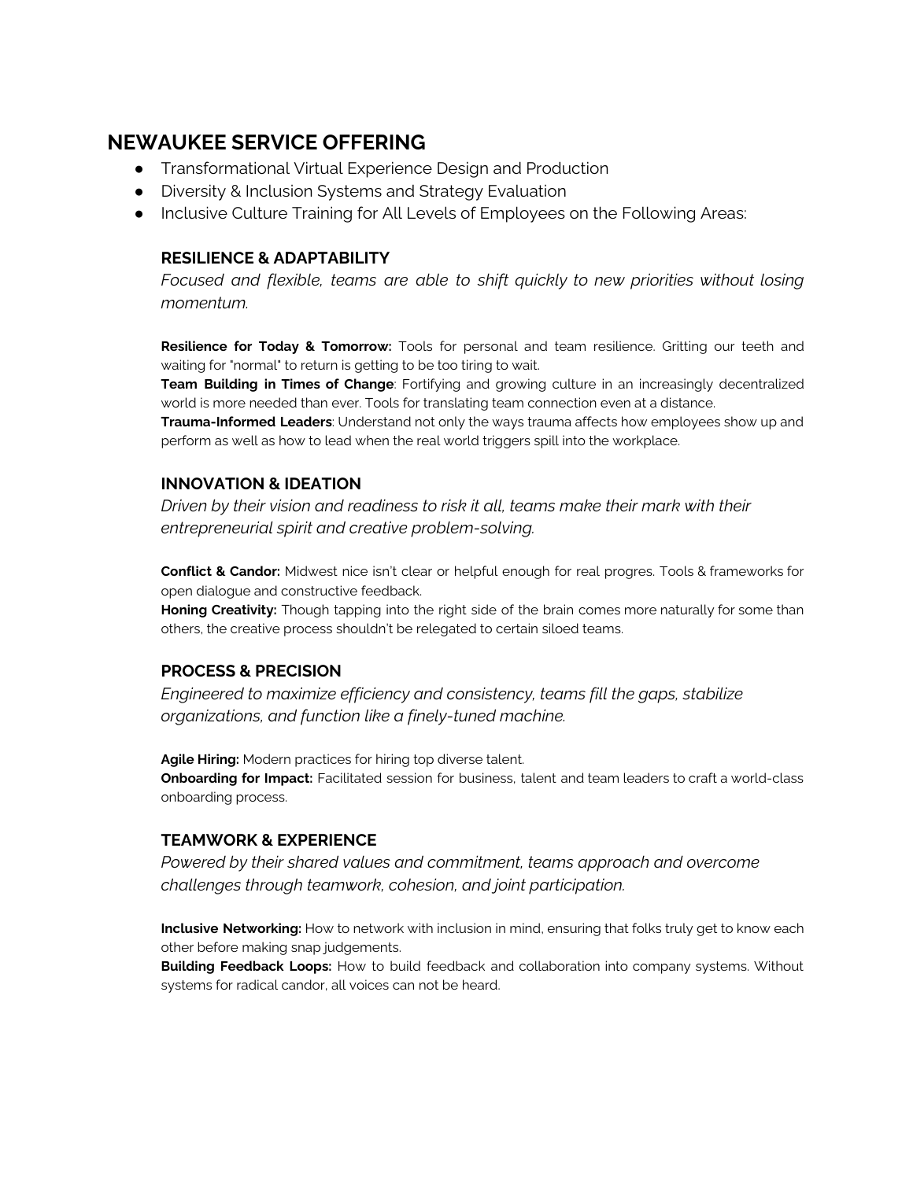## NEWAUKEE SERVICE OFFERING

- Transformational Virtual Experience Design and Production
- Diversity & Inclusion Systems and Strategy Evaluation
- Inclusive Culture Training for All Levels of Employees on the Following Areas:

### RESILIENCE & ADAPTABILITY

*Focused and flexible, teams are able to shift quickly to new priorities without losing momentum.*

**Resilience for Today & Tomorrow:** Tools for personal and team resilience. Gritting our teeth and waiting for "normal" to return is getting to be too tiring to wait.
**Team Building in Times of Change**: Fortifying and growing culture in an increasingly decentralized world is more needed than ever. Tools for translating team connection even at a distance.
**Trauma-Informed Leaders**: Understand not only the ways trauma affects how employees show up and perform as well as how to lead when the real world triggers spill into the workplace.

### INNOVATION & IDEATION

*Driven by their vision and readiness to risk it all, teams make their mark with their entrepreneurial spirit and creative problem-solving.*

**Conflict & Candor:** Midwest nice isn't clear or helpful enough for real progres. Tools & frameworks for open dialogue and constructive feedback.
**Honing Creativity:** Though tapping into the right side of the brain comes more naturally for some than others, the creative process shouldn't be relegated to certain siloed teams.

### PROCESS & PRECISION

*Engineered to maximize efficiency and consistency, teams fill the gaps, stabilize organizations, and function like a finely-tuned machine.*

**Agile Hiring:** Modern practices for hiring top diverse talent.
**Onboarding for Impact:** Facilitated session for business, talent and team leaders to craft a world-class onboarding process.

### TEAMWORK & EXPERIENCE

*Powered by their shared values and commitment, teams approach and overcome challenges through teamwork, cohesion, and joint participation.*

**Inclusive Networking:** How to network with inclusion in mind, ensuring that folks truly get to know each other before making snap judgements.
**Building Feedback Loops:** How to build feedback and collaboration into company systems. Without systems for radical candor, all voices can not be heard.